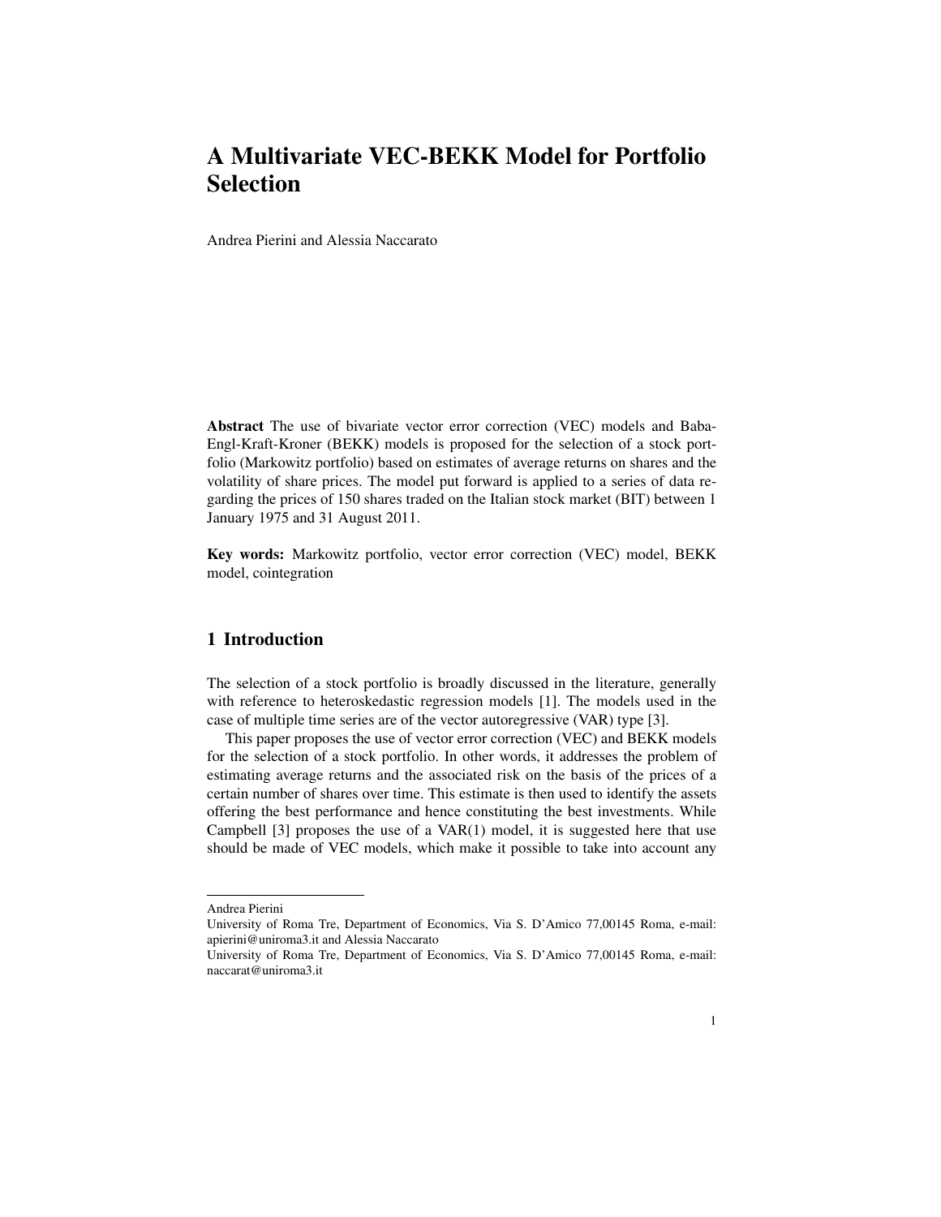# A Multivariate VEC-BEKK Model for Portfolio Selection

Andrea Pierini and Alessia Naccarato

**Abstract** The use of bivariate vector error correction (VEC) models and Baba-Engl-Kraft-Kroner (BEKK) models is proposed for the selection of a stock portfolio (Markowitz portfolio) based on estimates of average returns on shares and the volatility of share prices. The model put forward is applied to a series of data regarding the prices of 150 shares traded on the Italian stock market (BIT) between 1 January 1975 and 31 August 2011.

**Key words:** Markowitz portfolio, vector error correction (VEC) model, BEKK model, cointegration

## 1 Introduction

The selection of a stock portfolio is broadly discussed in the literature, generally with reference to heteroskedastic regression models [1]. The models used in the case of multiple time series are of the vector autoregressive (VAR) type [3].

This paper proposes the use of vector error correction (VEC) and BEKK models for the selection of a stock portfolio. In other words, it addresses the problem of estimating average returns and the associated risk on the basis of the prices of a certain number of shares over time. This estimate is then used to identify the assets offering the best performance and hence constituting the best investments. While Campbell [3] proposes the use of a VAR(1) model, it is suggested here that use should be made of VEC models, which make it possible to take into account any

---

Andrea Pierini
University of Roma Tre, Department of Economics, Via S. D'Amico 77,00145 Roma, e-mail: apierini@uniroma3.it and Alessia Naccarato
University of Roma Tre, Department of Economics, Via S. D'Amico 77,00145 Roma, e-mail: naccarat@uniroma3.it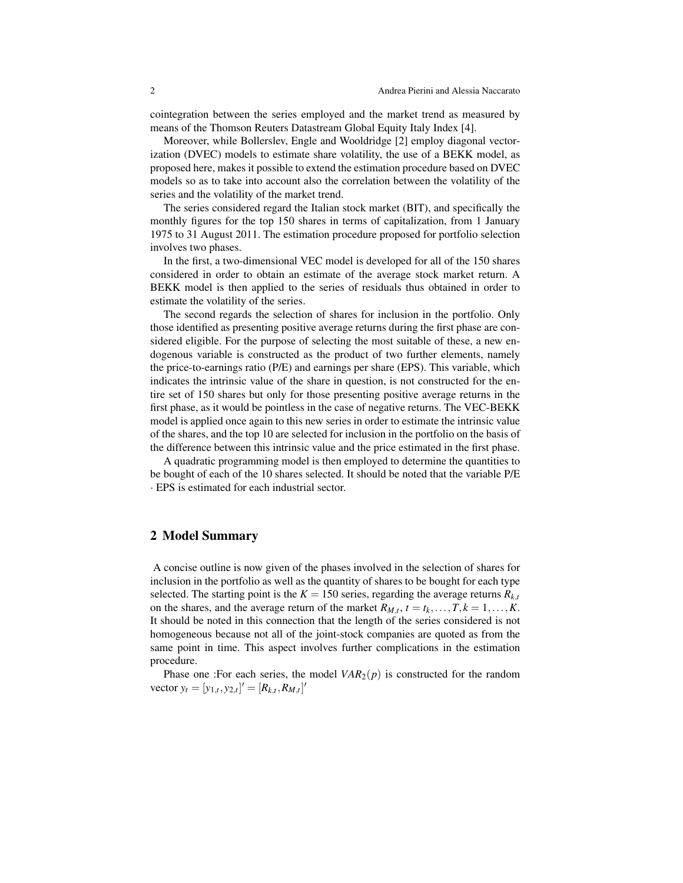cointegration between the series employed and the market trend as measured by means of the Thomson Reuters Datastream Global Equity Italy Index [4].

Moreover, while Bollerslev, Engle and Wooldridge [2] employ diagonal vectorization (DVEC) models to estimate share volatility, the use of a BEKK model, as proposed here, makes it possible to extend the estimation procedure based on DVEC models so as to take into account also the correlation between the volatility of the series and the volatility of the market trend.

The series considered regard the Italian stock market (BIT), and specifically the monthly figures for the top 150 shares in terms of capitalization, from 1 January 1975 to 31 August 2011. The estimation procedure proposed for portfolio selection involves two phases.

In the first, a two-dimensional VEC model is developed for all of the 150 shares considered in order to obtain an estimate of the average stock market return. A BEKK model is then applied to the series of residuals thus obtained in order to estimate the volatility of the series.

The second regards the selection of shares for inclusion in the portfolio. Only those identified as presenting positive average returns during the first phase are considered eligible. For the purpose of selecting the most suitable of these, a new endogenous variable is constructed as the product of two further elements, namely the price-to-earnings ratio (P/E) and earnings per share (EPS). This variable, which indicates the intrinsic value of the share in question, is not constructed for the entire set of 150 shares but only for those presenting positive average returns in the first phase, as it would be pointless in the case of negative returns. The VEC-BEKK model is applied once again to this new series in order to estimate the intrinsic value of the shares, and the top 10 are selected for inclusion in the portfolio on the basis of the difference between this intrinsic value and the price estimated in the first phase.

A quadratic programming model is then employed to determine the quantities to be bought of each of the 10 shares selected. It should be noted that the variable P/E · EPS is estimated for each industrial sector.

## 2 Model Summary

A concise outline is now given of the phases involved in the selection of shares for inclusion in the portfolio as well as the quantity of shares to be bought for each type selected. The starting point is the $K = 150$ series, regarding the average returns $R_{k,t}$ on the shares, and the average return of the market $R_{M,t}$, $t = t_k, \ldots, T, k = 1, \ldots, K$. It should be noted in this connection that the length of the series considered is not homogeneous because not all of the joint-stock companies are quoted as from the same point in time. This aspect involves further complications in the estimation procedure.

Phase one :For each series, the model $VAR_2(p)$ is constructed for the random vector $y_t = [y_{1,t}, y_{2,t}]' = [R_{k,t}, R_{M,t}]'$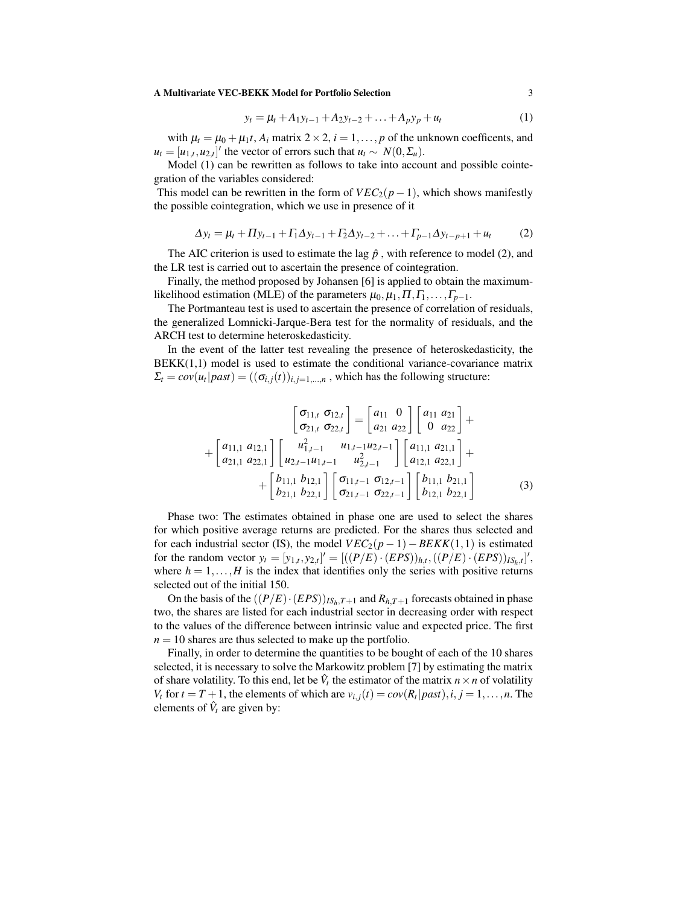$$y_t = \mu_t + A_1 y_{t-1} + A_2 y_{t-2} + \ldots + A_p y_p + u_t \tag{1}$$

with $\mu_t = \mu_0 + \mu_1 t$, $A_i$ matrix $2 \times 2$, $i = 1, \ldots, p$ of the unknown coefficents, and $u_t = [u_{1,t}, u_{2,t}]'$ the vector of errors such that $u_t \sim N(0, \Sigma_u)$.

Model (1) can be rewritten as follows to take into account and possible cointegration of the variables considered:

This model can be rewritten in the form of $VEC_2(p-1)$, which shows manifestly the possible cointegration, which we use in presence of it

$$\Delta y_t = \mu_t + \Pi y_{t-1} + \Gamma_1 \Delta y_{t-1} + \Gamma_2 \Delta y_{t-2} + \ldots + \Gamma_{p-1} \Delta y_{t-p+1} + u_t \tag{2}$$

The AIC criterion is used to estimate the lag $\hat{p}$ , with reference to model (2), and the LR test is carried out to ascertain the presence of cointegration.

Finally, the method proposed by Johansen [6] is applied to obtain the maximum-likelihood estimation (MLE) of the parameters $\mu_0, \mu_1, \Pi, \Gamma_1, \ldots, \Gamma_{p-1}$.

The Portmanteau test is used to ascertain the presence of correlation of residuals, the generalized Lomnicki-Jarque-Bera test for the normality of residuals, and the ARCH test to determine heteroskedasticity.

In the event of the latter test revealing the presence of heteroskedasticity, the BEKK(1,1) model is used to estimate the conditional variance-covariance matrix $\Sigma_t = cov(u_t|past) = ((\sigma_{i,j}(t))_{i,j=1,\ldots,n}$ , which has the following structure:

$$\begin{bmatrix} \sigma_{11,t} & \sigma_{12,t} \\ \sigma_{21,t} & \sigma_{22,t} \end{bmatrix} = \begin{bmatrix} a_{11} & 0 \\ a_{21} & a_{22} \end{bmatrix} \begin{bmatrix} a_{11} & a_{21} \\ 0 & a_{22} \end{bmatrix} +$$
$$+ \begin{bmatrix} a_{11,1} & a_{12,1} \\ a_{21,1} & a_{22,1} \end{bmatrix} \begin{bmatrix} u^2_{1,t-1} & u_{1,t-1}u_{2,t-1} \\ u_{2,t-1}u_{1,t-1} & u^2_{2,t-1} \end{bmatrix} \begin{bmatrix} a_{11,1} & a_{21,1} \\ a_{12,1} & a_{22,1} \end{bmatrix} +$$
$$+ \begin{bmatrix} b_{11,1} & b_{12,1} \\ b_{21,1} & b_{22,1} \end{bmatrix} \begin{bmatrix} \sigma_{11,t-1} & \sigma_{12,t-1} \\ \sigma_{21,t-1} & \sigma_{22,t-1} \end{bmatrix} \begin{bmatrix} b_{11,1} & b_{21,1} \\ b_{12,1} & b_{22,1} \end{bmatrix} \tag{3}$$

Phase two: The estimates obtained in phase one are used to select the shares for which positive average returns are predicted. For the shares thus selected and for each industrial sector (IS), the model $VEC_2(p-1) - BEKK(1,1)$ is estimated for the random vector $y_t = [y_{1,t}, y_{2,t}]' = [((P/E) \cdot (EPS))_{h,t}, ((P/E) \cdot (EPS))_{IS_h,t}]'$, where $h = 1, \ldots, H$ is the index that identifies only the series with positive returns selected out of the initial 150.

On the basis of the $((P/E) \cdot (EPS))_{IS_h,T+1}$ and $R_{h,T+1}$ forecasts obtained in phase two, the shares are listed for each industrial sector in decreasing order with respect to the values of the difference between intrinsic value and expected price. The first $n = 10$ shares are thus selected to make up the portfolio.

Finally, in order to determine the quantities to be bought of each of the 10 shares selected, it is necessary to solve the Markowitz problem [7] by estimating the matrix of share volatility. To this end, let be $\hat{V}_t$ the estimator of the matrix $n \times n$ of volatility $V_t$ for $t = T+1$, the elements of which are $v_{i,j}(t) = cov(R_t|past), i, j = 1, \ldots, n$. The elements of $\hat{V}_t$ are given by: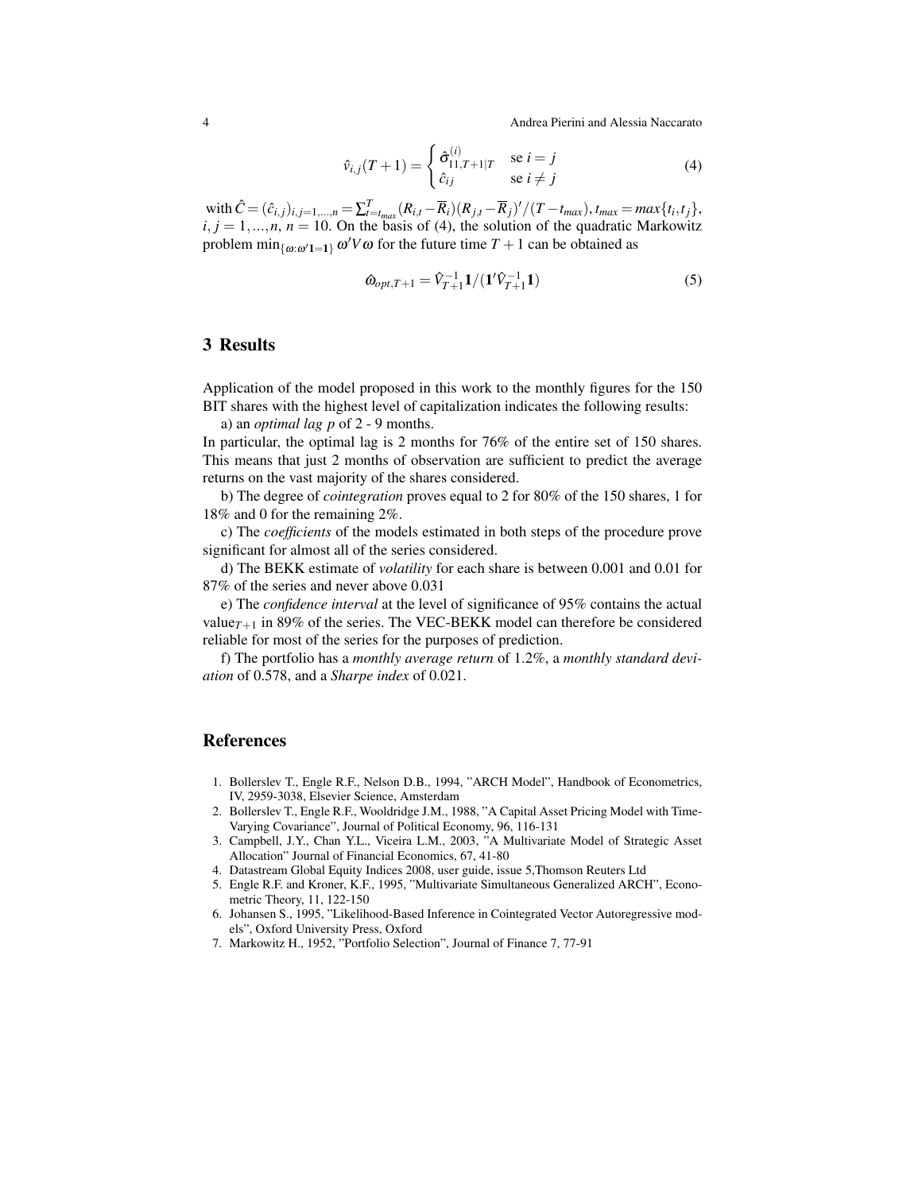$$\hat{v}_{i,j}(T+1) = \begin{cases} \hat{\sigma}^{(i)}_{11,T+1|T} & \text{se } i = j \\ \hat{c}_{ij} & \text{se } i \neq j \end{cases} \tag{4}$$

with $\hat{C} = (\hat{c}_{i,j})_{i,j=1,\dots,n} = \sum_{t=t_{max}}^{T} (R_{i,t} - \overline{R}_i)(R_{j,t} - \overline{R}_j)'/(T - t_{max})$, $t_{max} = max\{t_i, t_j\}$, $i, j = 1, \dots, n$, $n = 10$. On the basis of (4), the solution of the quadratic Markowitz problem $\min_{\{\omega:\omega'\mathbf{1}=\mathbf{1}\}} \omega' V \omega$ for the future time $T+1$ can be obtained as

$$\hat{\omega}_{opt,T+1} = \hat{V}^{-1}_{T+1}\mathbf{1}/(\mathbf{1}'\hat{V}^{-1}_{T+1}\mathbf{1}) \tag{5}$$

## 3 Results

Application of the model proposed in this work to the monthly figures for the 150 BIT shares with the highest level of capitalization indicates the following results:

a) an *optimal lag* $p$ of 2 - 9 months.

In particular, the optimal lag is 2 months for 76% of the entire set of 150 shares. This means that just 2 months of observation are sufficient to predict the average returns on the vast majority of the shares considered.

b) The degree of *cointegration* proves equal to 2 for 80% of the 150 shares, 1 for 18% and 0 for the remaining 2%.

c) The *coefficients* of the models estimated in both steps of the procedure prove significant for almost all of the series considered.

d) The BEKK estimate of *volatility* for each share is between 0.001 and 0.01 for 87% of the series and never above 0.031

e) The *confidence interval* at the level of significance of 95% contains the actual value$_{T+1}$ in 89% of the series. The VEC-BEKK model can therefore be considered reliable for most of the series for the purposes of prediction.

f) The portfolio has a *monthly average return* of 1.2%, a *monthly standard deviation* of 0.578, and a *Sharpe index* of 0.021.

## References

1. Bollerslev T., Engle R.F., Nelson D.B., 1994, "ARCH Model", Handbook of Econometrics, IV, 2959-3038, Elsevier Science, Amsterdam
2. Bollerslev T., Engle R.F., Wooldridge J.M., 1988, "A Capital Asset Pricing Model with Time-Varying Covariance", Journal of Political Economy, 96, 116-131
3. Campbell, J.Y., Chan Y.L., Viceira L.M., 2003, "A Multivariate Model of Strategic Asset Allocation" Journal of Financial Economics, 67, 41-80
4. Datastream Global Equity Indices 2008, user guide, issue 5,Thomson Reuters Ltd
5. Engle R.F. and Kroner, K.F., 1995, "Multivariate Simultaneous Generalized ARCH", Econometric Theory, 11, 122-150
6. Johansen S., 1995, "Likelihood-Based Inference in Cointegrated Vector Autoregressive models", Oxford University Press, Oxford
7. Markowitz H., 1952, "Portfolio Selection", Journal of Finance 7, 77-91